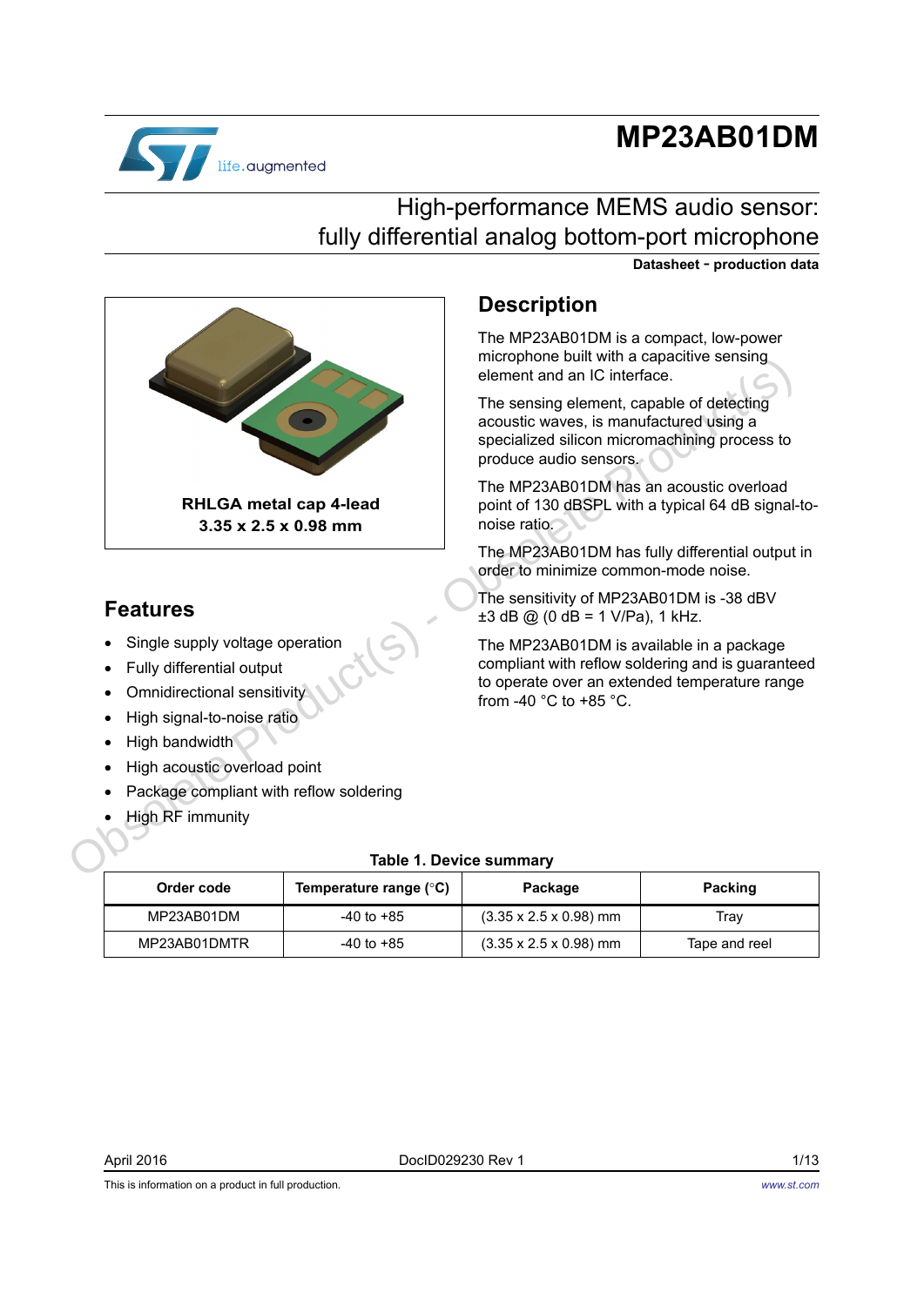# MP23AB01DM

## High-performance MEMS audio sensor: fully differential analog bottom-port microphone

**Datasheet - production data**

**RHLGA metal cap 4-lead**
**3.35 x 2.5 x 0.98 mm**

## Features

- Single supply voltage operation
- Fully differential output
- Omnidirectional sensitivity
- High signal-to-noise ratio
- High bandwidth
- High acoustic overload point
- Package compliant with reflow soldering
- High RF immunity

## Description

The MP23AB01DM is a compact, low-power microphone built with a capacitive sensing element and an IC interface.

The sensing element, capable of detecting acoustic waves, is manufactured using a specialized silicon micromachining process to produce audio sensors.

The MP23AB01DM has an acoustic overload point of 130 dBSPL with a typical 64 dB signal-to-noise ratio.

The MP23AB01DM has fully differential output in order to minimize common-mode noise.

The sensitivity of MP23AB01DM is -38 dBV ±3 dB @ (0 dB = 1 V/Pa), 1 kHz.

The MP23AB01DM is available in a package compliant with reflow soldering and is guaranteed to operate over an extended temperature range from -40 °C to +85 °C.

**Table 1. Device summary**

| Order code | Temperature range (°C) | Package | Packing |
|---|---|---|---|
| MP23AB01DM | -40 to +85 | (3.35 x 2.5 x 0.98) mm | Tray |
| MP23AB01DMTR | -40 to +85 | (3.35 x 2.5 x 0.98) mm | Tape and reel |

This is information on a product in full production.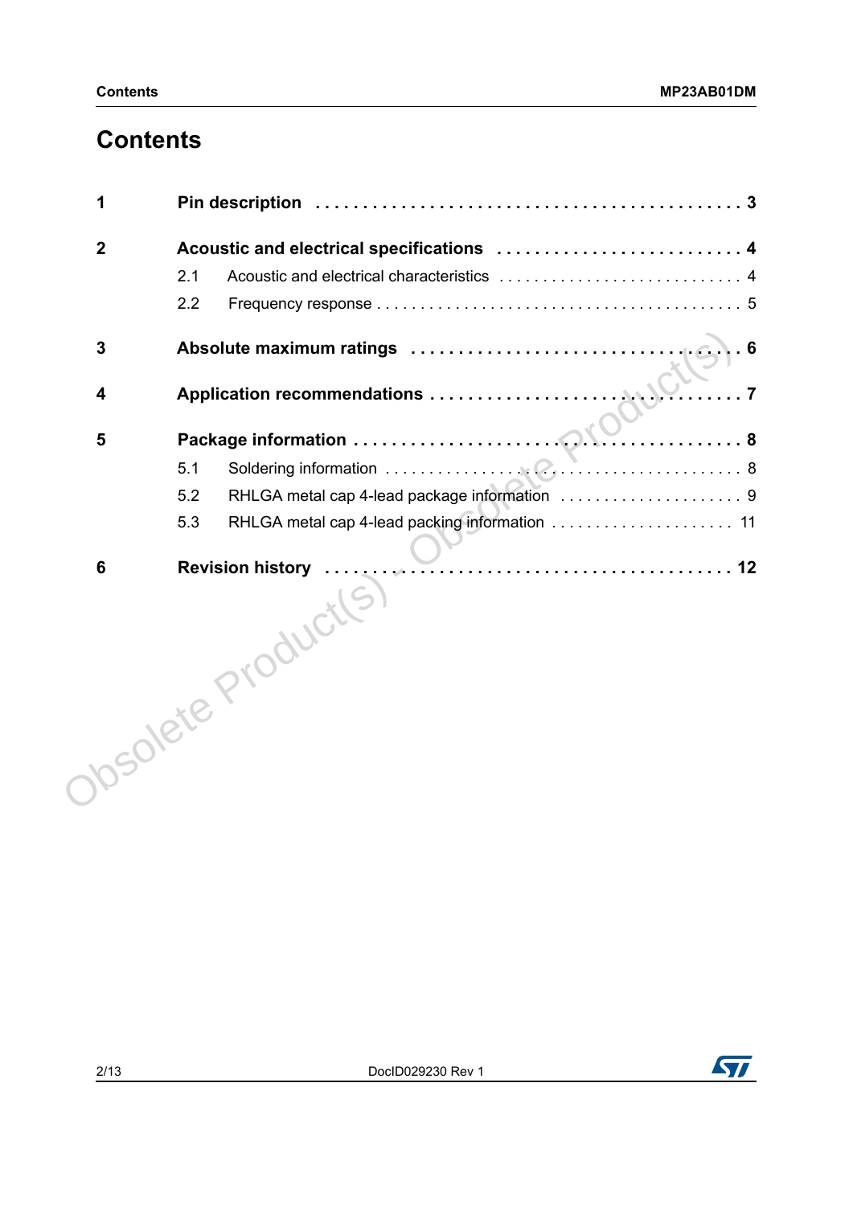# Contents

| | | |
|---|---|---|
| **1** | **Pin description** | **3** |
| **2** | **Acoustic and electrical specifications** | **4** |
| | 2.1 Acoustic and electrical characteristics | 4 |
| | 2.2 Frequency response | 5 |
| **3** | **Absolute maximum ratings** | **6** |
| **4** | **Application recommendations** | **7** |
| **5** | **Package information** | **8** |
| | 5.1 Soldering information | 8 |
| | 5.2 RHLGA metal cap 4-lead package information | 9 |
| | 5.3 RHLGA metal cap 4-lead packing information | 11 |
| **6** | **Revision history** | **12** |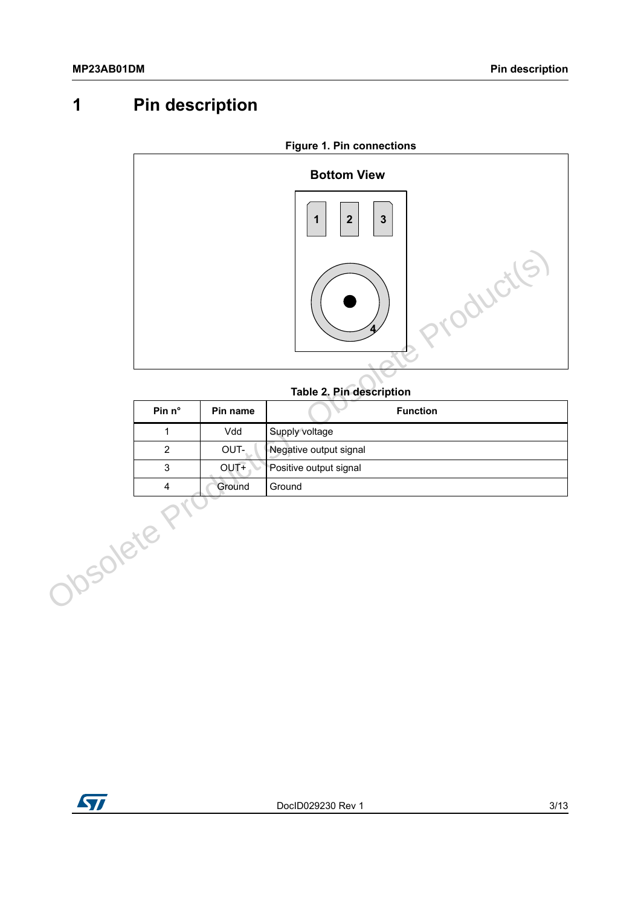# 1 Pin description

**Figure 1. Pin connections**

Bottom View

**Table 2. Pin description**

| Pin n° | Pin name | Function |
|---|---|---|
| 1 | Vdd | Supply voltage |
| 2 | OUT- | Negative output signal |
| 3 | OUT+ | Positive output signal |
| 4 | Ground | Ground |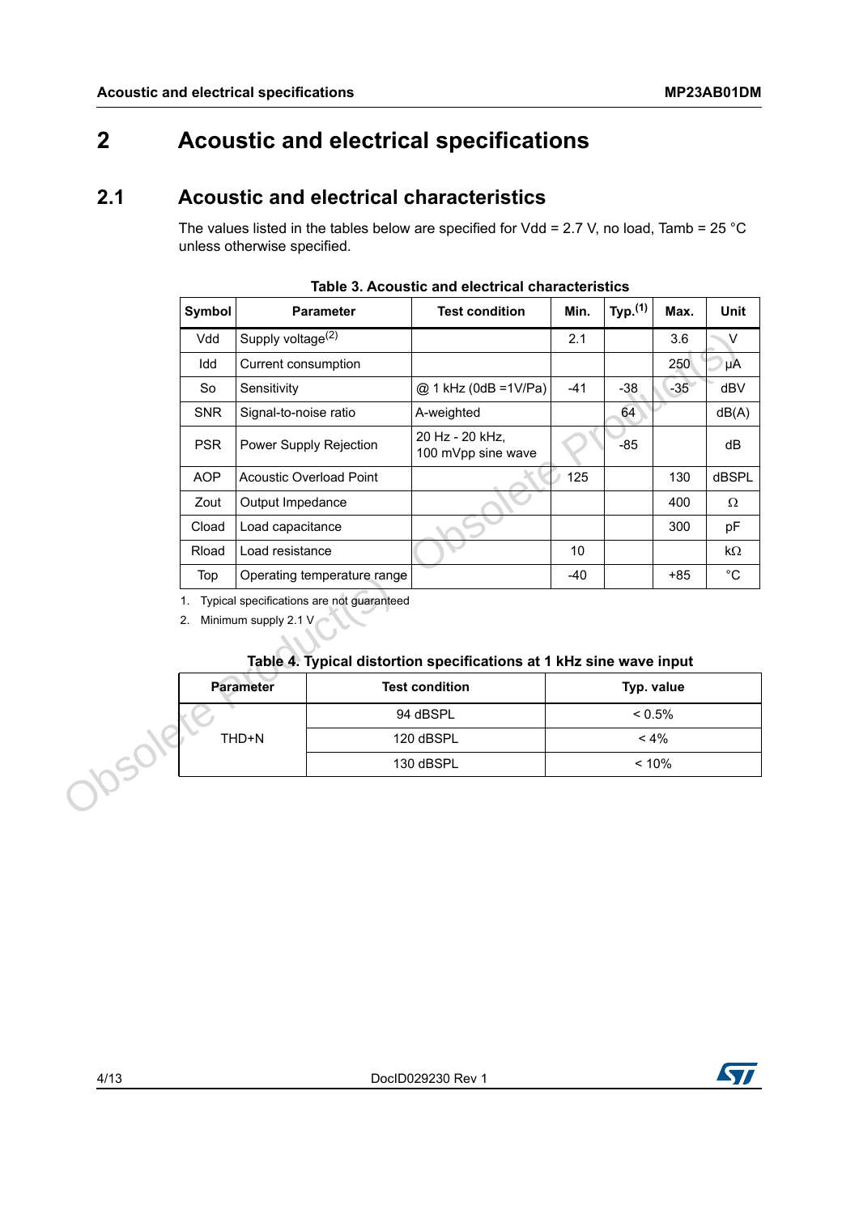# 2 Acoustic and electrical specifications

## 2.1 Acoustic and electrical characteristics

The values listed in the tables below are specified for Vdd = 2.7 V, no load, Tamb = 25 °C unless otherwise specified.

**Table 3. Acoustic and electrical characteristics**

| Symbol | Parameter | Test condition | Min. | Typ.[1] | Max. | Unit |
|---|---|---|---|---|---|---|
| Vdd | Supply voltage[2] | | 2.1 | | 3.6 | V |
| Idd | Current consumption | | | | 250 | µA |
| So | Sensitivity | @ 1 kHz (0dB =1V/Pa) | -41 | -38 | -35 | dBV |
| SNR | Signal-to-noise ratio | A-weighted | | 64 | | dB(A) |
| PSR | Power Supply Rejection | 20 Hz - 20 kHz, 100 mVpp sine wave | | -85 | | dB |
| AOP | Acoustic Overload Point | | 125 | | 130 | dBSPL |
| Zout | Output Impedance | | | | 400 | Ω |
| Cload | Load capacitance | | | | 300 | pF |
| Rload | Load resistance | | 10 | | | kΩ |
| Top | Operating temperature range | | -40 | | +85 | °C |

1. Typical specifications are not guaranteed
2. Minimum supply 2.1 V

**Table 4. Typical distortion specifications at 1 kHz sine wave input**

| Parameter | Test condition | Typ. value |
|---|---|---|
| THD+N | 94 dBSPL | < 0.5% |
| | 120 dBSPL | < 4% |
| | 130 dBSPL | < 10% |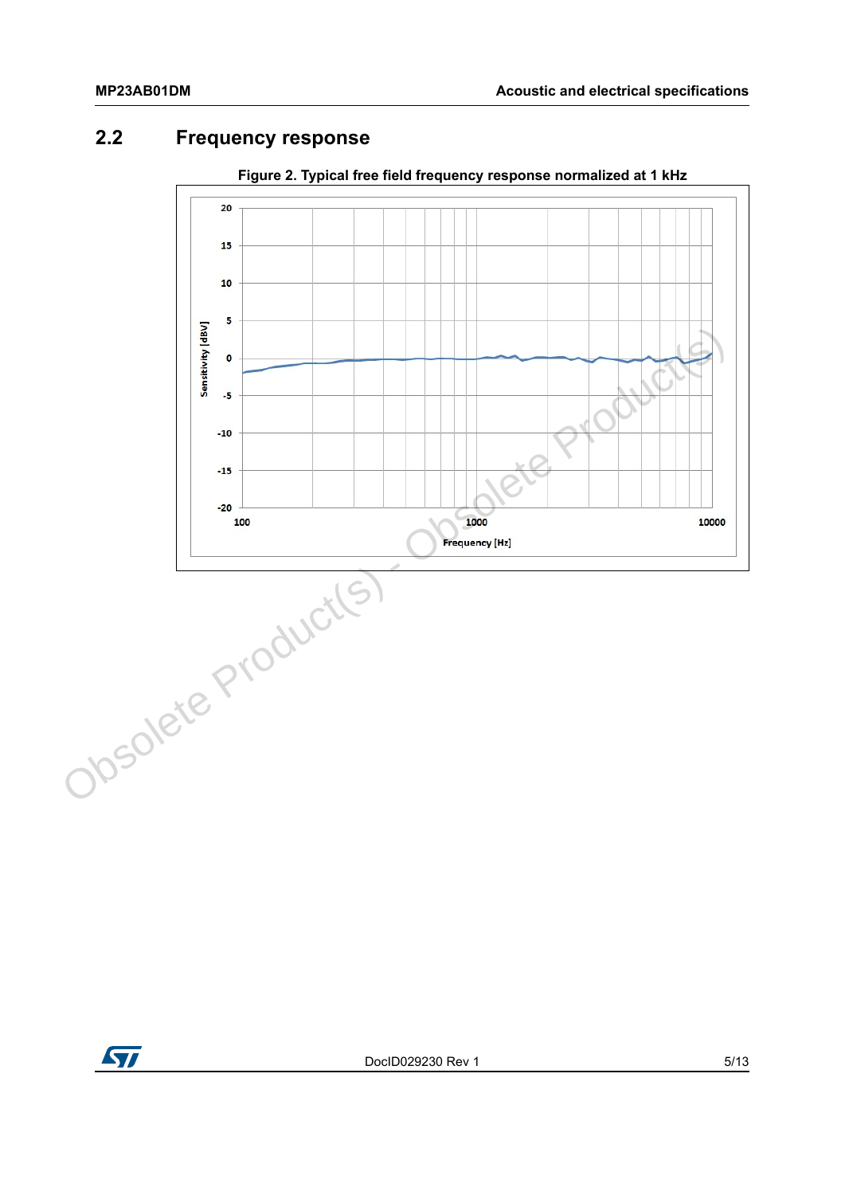## 2.2 Frequency response

Figure 2. Typical free field frequency response normalized at 1 kHz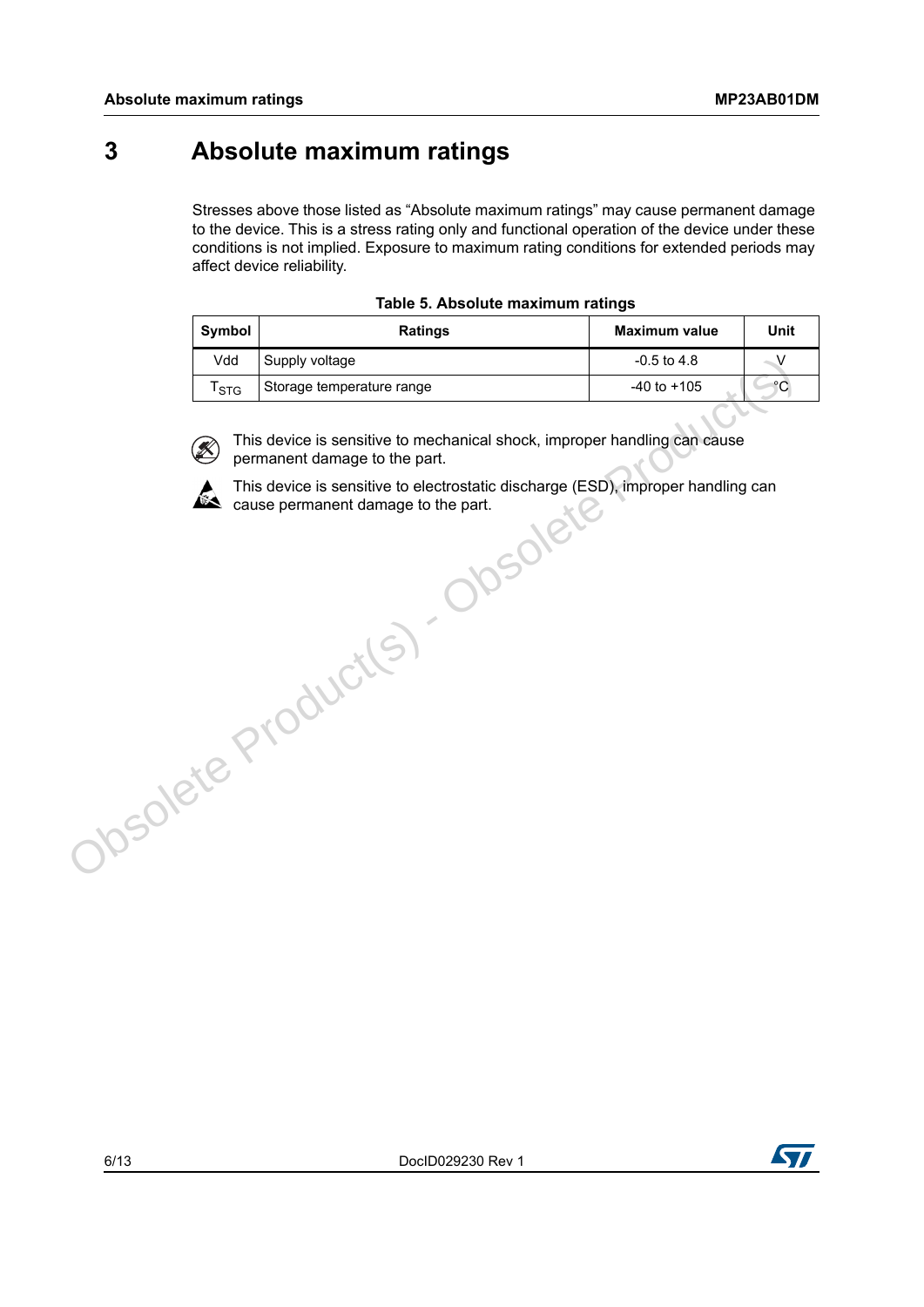# 3 Absolute maximum ratings

Stresses above those listed as "Absolute maximum ratings" may cause permanent damage to the device. This is a stress rating only and functional operation of the device under these conditions is not implied. Exposure to maximum rating conditions for extended periods may affect device reliability.

**Table 5. Absolute maximum ratings**

| Symbol | Ratings | Maximum value | Unit |
|---|---|---|---|
| Vdd | Supply voltage | -0.5 to 4.8 | V |
| $T_{STG}$ | Storage temperature range | -40 to +105 | °C |

This device is sensitive to mechanical shock, improper handling can cause permanent damage to the part.

This device is sensitive to electrostatic discharge (ESD), improper handling can cause permanent damage to the part.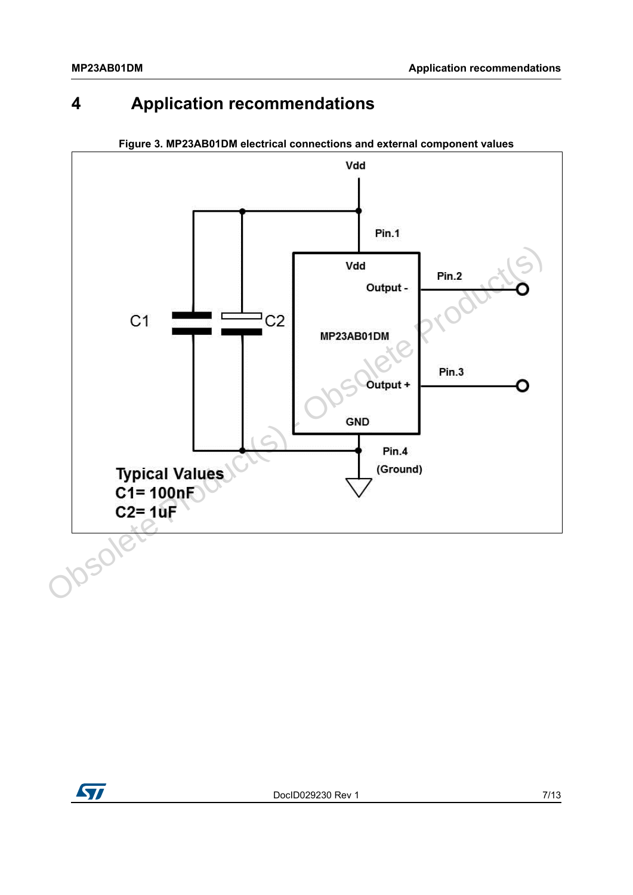# 4 Application recommendations

**Figure 3. MP23AB01DM electrical connections and external component values**

Vdd

Pin.1

Vdd

Output -

Pin.2

C1

C2

MP23AB01DM

Pin.3

Output +

GND

Pin.4

(Ground)

**Typical Values**
**C1= 100nF**
**C2= 1uF**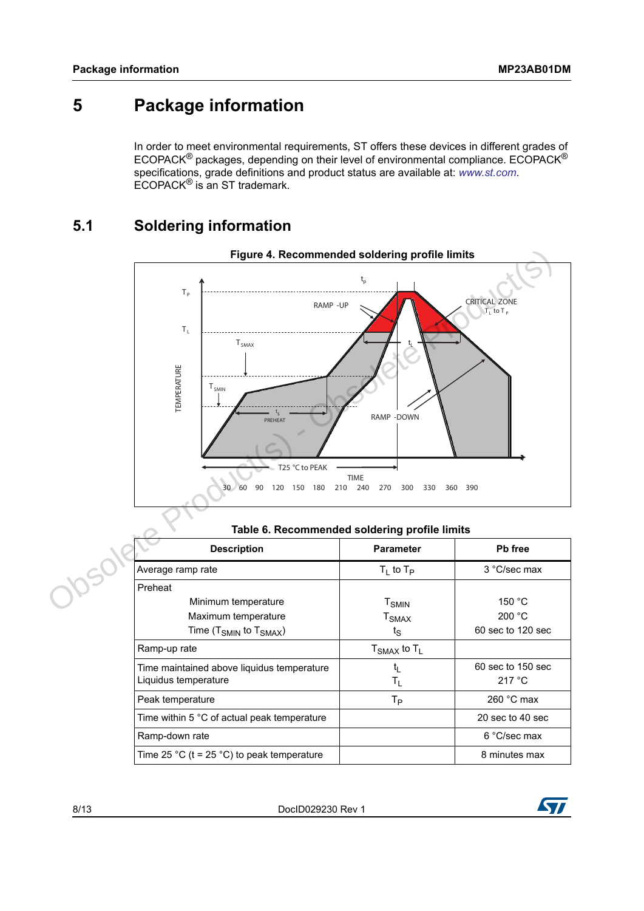# 5 Package information

In order to meet environmental requirements, ST offers these devices in different grades of ECOPACK® packages, depending on their level of environmental compliance. ECOPACK® specifications, grade definitions and product status are available at: *www.st.com*. ECOPACK® is an ST trademark.

## 5.1 Soldering information

**Figure 4. Recommended soldering profile limits**

**Table 6. Recommended soldering profile limits**

| Description | Parameter | Pb free |
|---|---|---|
| Average ramp rate | $T_L$ to $T_P$ | 3 °C/sec max |
| Preheat<br>Minimum temperature<br>Maximum temperature<br>Time ($T_{SMIN}$ to $T_{SMAX}$) | <br>$T_{SMIN}$<br>$T_{SMAX}$<br>$t_S$ | <br>150 °C<br>200 °C<br>60 sec to 120 sec |
| Ramp-up rate | $T_{SMAX}$ to $T_L$ | |
| Time maintained above liquidus temperature<br>Liquidus temperature | $t_L$<br>$T_L$ | 60 sec to 150 sec<br>217 °C |
| Peak temperature | $T_P$ | 260 °C max |
| Time within 5 °C of actual peak temperature | | 20 sec to 40 sec |
| Ramp-down rate | | 6 °C/sec max |
| Time 25 °C (t = 25 °C) to peak temperature | | 8 minutes max |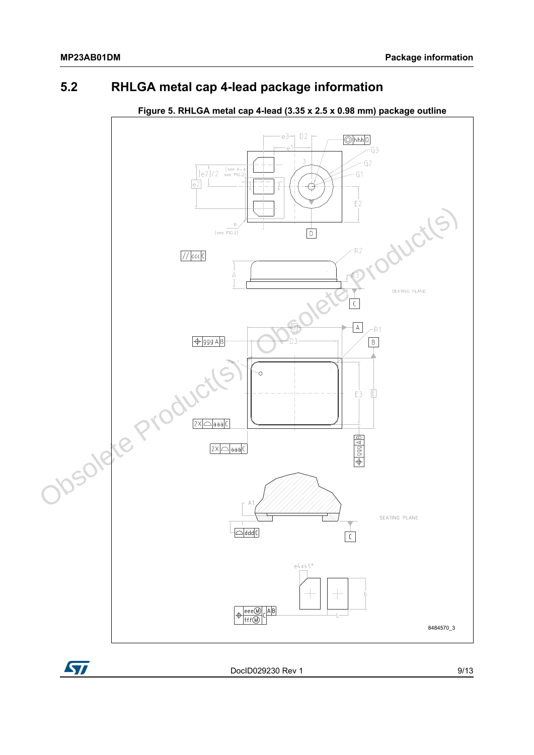## 5.2 RHLGA metal cap 4-lead package information

**Figure 5. RHLGA metal cap 4-lead (3.35 x 2.5 x 0.98 mm) package outline**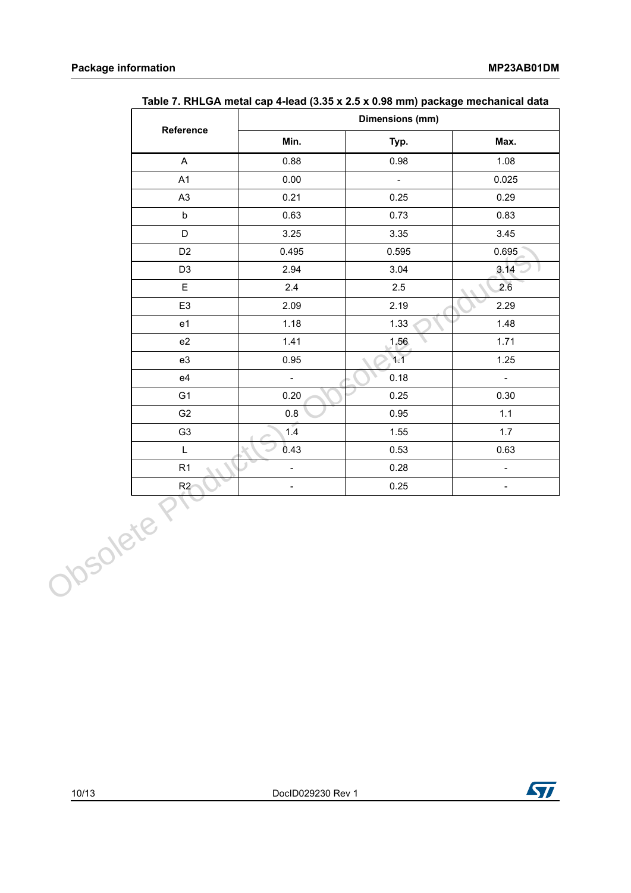Table 7. RHLGA metal cap 4-lead (3.35 x 2.5 x 0.98 mm) package mechanical data

| Reference | Dimensions (mm) | | |
|---|---|---|---|
| | Min. | Typ. | Max. |
| A | 0.88 | 0.98 | 1.08 |
| A1 | 0.00 | - | 0.025 |
| A3 | 0.21 | 0.25 | 0.29 |
| b | 0.63 | 0.73 | 0.83 |
| D | 3.25 | 3.35 | 3.45 |
| D2 | 0.495 | 0.595 | 0.695 |
| D3 | 2.94 | 3.04 | 3.14 |
| E | 2.4 | 2.5 | 2.6 |
| E3 | 2.09 | 2.19 | 2.29 |
| e1 | 1.18 | 1.33 | 1.48 |
| e2 | 1.41 | 1.56 | 1.71 |
| e3 | 0.95 | 1.1 | 1.25 |
| e4 | - | 0.18 | - |
| G1 | 0.20 | 0.25 | 0.30 |
| G2 | 0.8 | 0.95 | 1.1 |
| G3 | 1.4 | 1.55 | 1.7 |
| L | 0.43 | 0.53 | 0.63 |
| R1 | - | 0.28 | - |
| R2 | - | 0.25 | - |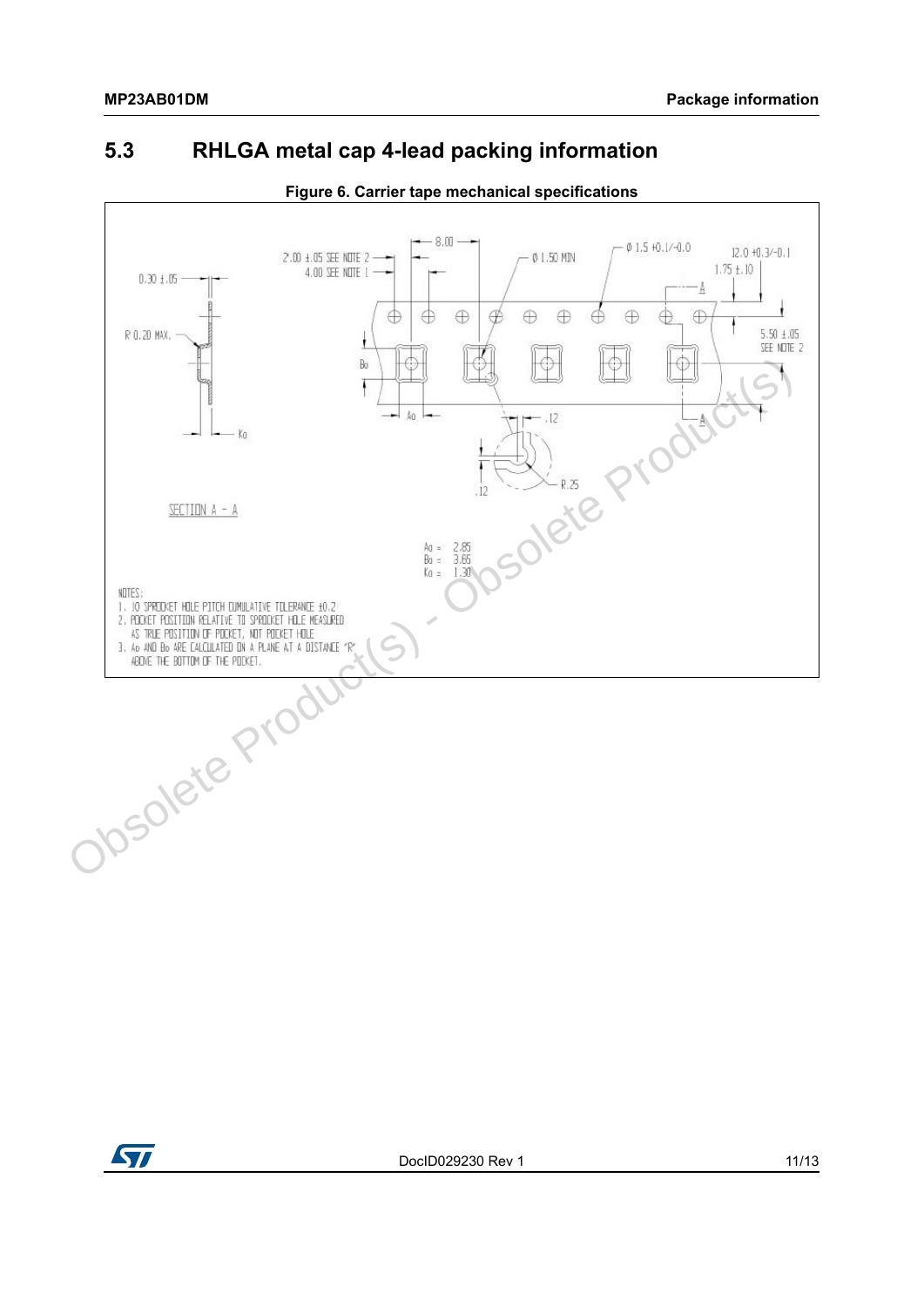## 5.3 RHLGA metal cap 4-lead packing information

**Figure 6. Carrier tape mechanical specifications**

2.00 ±.05 SEE NOTE 2

4.00 SEE NOTE 1

8.00

Ø 1.50 MIN

Ø 1.5 +0.1/-0.0

12.0 +0.3/-0.1

1.75 ±.10

5.50 ±.05 SEE NOTE 2

0.30 ±.05

R 0.20 MAX.

Bo

Ao

Ko

.12

.12

R.25

SECTION A - A

Ao = 2.85
Bo = 3.65
Ko = 1.30

NOTES:
1. 10 SPROCKET HOLE PITCH CUMULATIVE TOLERANCE ±0.2
2. POCKET POSITION RELATIVE TO SPROCKET HOLE MEASURED AS TRUE POSITION OF POCKET, NOT POCKET HOLE
3. Ao AND Bo ARE CALCULATED ON A PLANE AT A DISTANCE "R" ABOVE THE BOTTOM OF THE POCKET.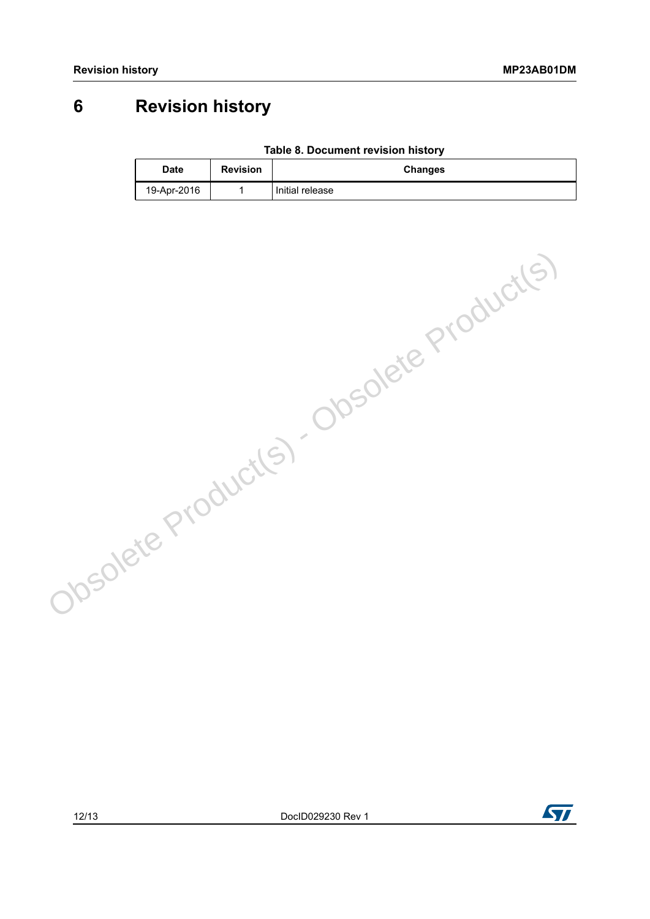# 6 Revision history

**Table 8. Document revision history**

| Date | Revision | Changes |
| --- | --- | --- |
| 19-Apr-2016 | 1 | Initial release |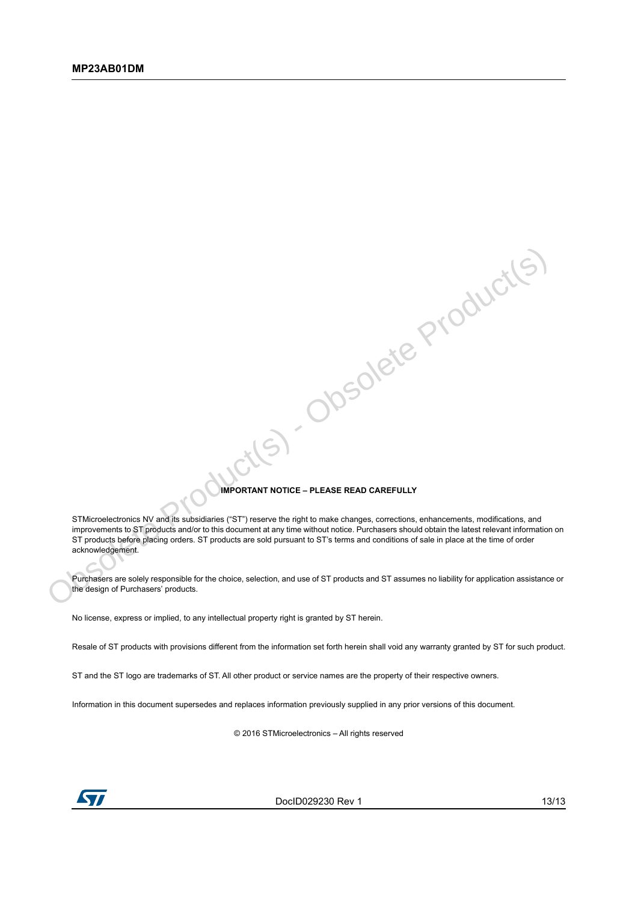**IMPORTANT NOTICE – PLEASE READ CAREFULLY**

STMicroelectronics NV and its subsidiaries ("ST") reserve the right to make changes, corrections, enhancements, modifications, and improvements to ST products and/or to this document at any time without notice. Purchasers should obtain the latest relevant information on ST products before placing orders. ST products are sold pursuant to ST's terms and conditions of sale in place at the time of order acknowledgement.

Purchasers are solely responsible for the choice, selection, and use of ST products and ST assumes no liability for application assistance or the design of Purchasers' products.

No license, express or implied, to any intellectual property right is granted by ST herein.

Resale of ST products with provisions different from the information set forth herein shall void any warranty granted by ST for such product.

ST and the ST logo are trademarks of ST. All other product or service names are the property of their respective owners.

Information in this document supersedes and replaces information previously supplied in any prior versions of this document.

© 2016 STMicroelectronics – All rights reserved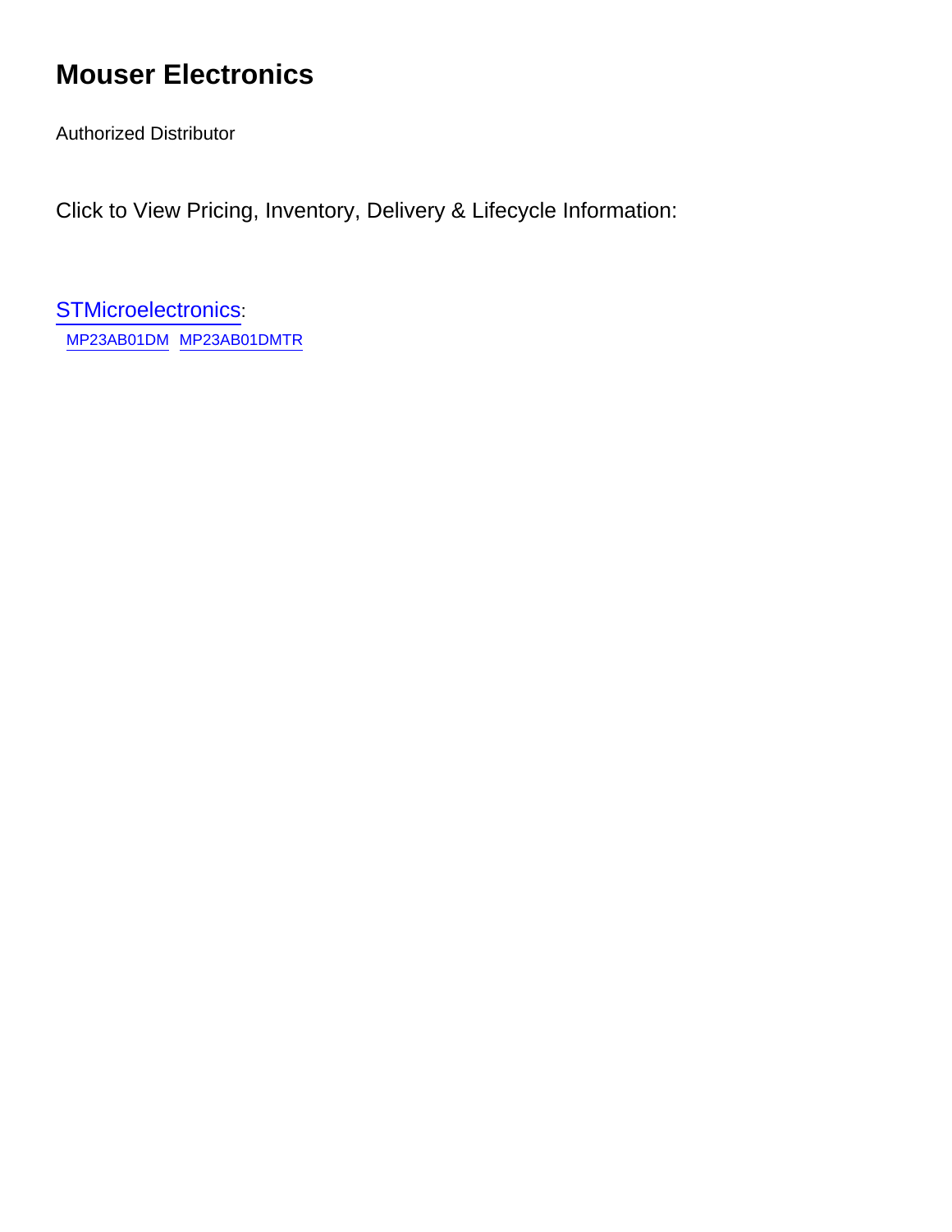# Mouser Electronics

Authorized Distributor

Click to View Pricing, Inventory, Delivery & Lifecycle Information:

STMicroelectronics:

MP23AB01DM MP23AB01DMTR